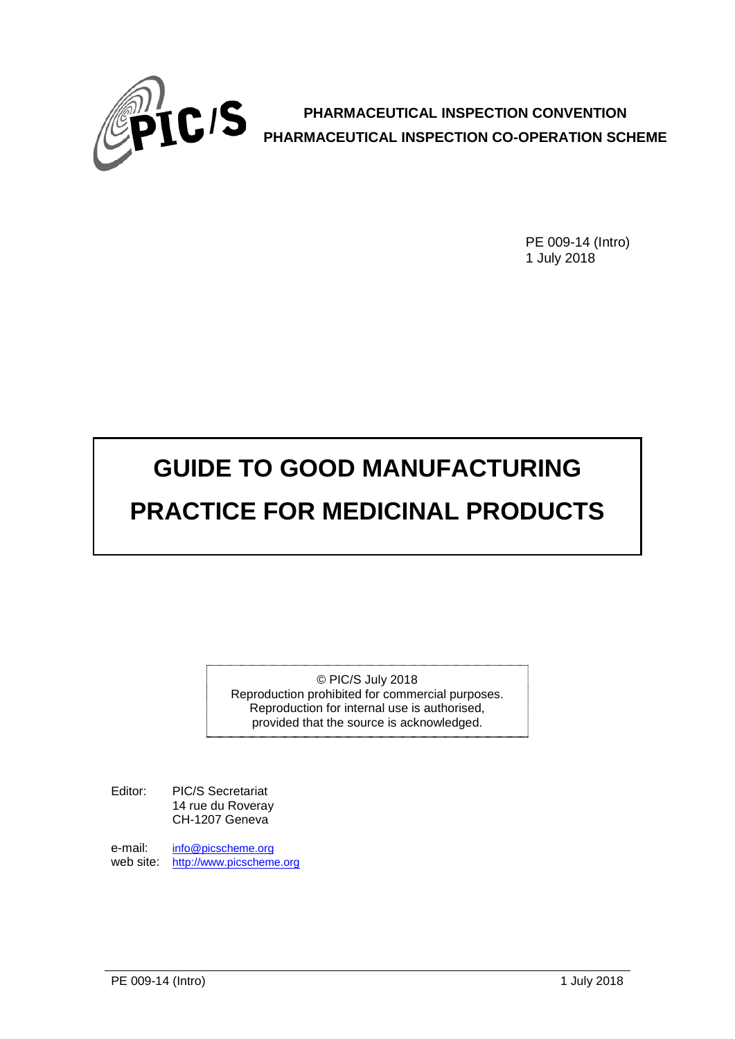**PHARMACEUTICAL INSPECTION CONVENTION**
**PHARMACEUTICAL INSPECTION CO-OPERATION SCHEME**

PE 009-14 (Intro)
1 July 2018

# GUIDE TO GOOD MANUFACTURING PRACTICE FOR MEDICINAL PRODUCTS

© PIC/S July 2018
Reproduction prohibited for commercial purposes.
Reproduction for internal use is authorised,
provided that the source is acknowledged.

Editor: PIC/S Secretariat
14 rue du Roveray
CH-1207 Geneva

e-mail: info@picscheme.org
web site: http://www.picscheme.org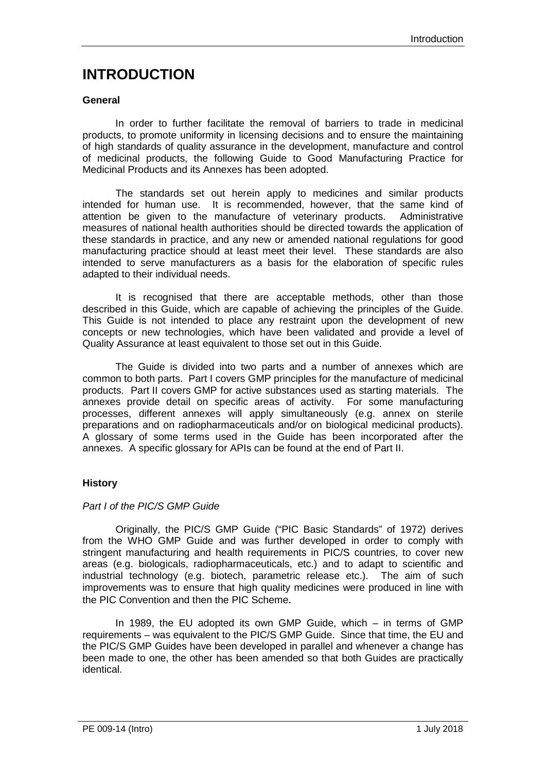# INTRODUCTION

### General

In order to further facilitate the removal of barriers to trade in medicinal products, to promote uniformity in licensing decisions and to ensure the maintaining of high standards of quality assurance in the development, manufacture and control of medicinal products, the following Guide to Good Manufacturing Practice for Medicinal Products and its Annexes has been adopted.

The standards set out herein apply to medicines and similar products intended for human use. It is recommended, however, that the same kind of attention be given to the manufacture of veterinary products. Administrative measures of national health authorities should be directed towards the application of these standards in practice, and any new or amended national regulations for good manufacturing practice should at least meet their level. These standards are also intended to serve manufacturers as a basis for the elaboration of specific rules adapted to their individual needs.

It is recognised that there are acceptable methods, other than those described in this Guide, which are capable of achieving the principles of the Guide. This Guide is not intended to place any restraint upon the development of new concepts or new technologies, which have been validated and provide a level of Quality Assurance at least equivalent to those set out in this Guide.

The Guide is divided into two parts and a number of annexes which are common to both parts. Part I covers GMP principles for the manufacture of medicinal products. Part II covers GMP for active substances used as starting materials. The annexes provide detail on specific areas of activity. For some manufacturing processes, different annexes will apply simultaneously (e.g. annex on sterile preparations and on radiopharmaceuticals and/or on biological medicinal products). A glossary of some terms used in the Guide has been incorporated after the annexes. A specific glossary for APIs can be found at the end of Part II.

### History

*Part I of the PIC/S GMP Guide*

Originally, the PIC/S GMP Guide ("PIC Basic Standards" of 1972) derives from the WHO GMP Guide and was further developed in order to comply with stringent manufacturing and health requirements in PIC/S countries, to cover new areas (e.g. biologicals, radiopharmaceuticals, etc.) and to adapt to scientific and industrial technology (e.g. biotech, parametric release etc.). The aim of such improvements was to ensure that high quality medicines were produced in line with the PIC Convention and then the PIC Scheme.

In 1989, the EU adopted its own GMP Guide, which – in terms of GMP requirements – was equivalent to the PIC/S GMP Guide. Since that time, the EU and the PIC/S GMP Guides have been developed in parallel and whenever a change has been made to one, the other has been amended so that both Guides are practically identical.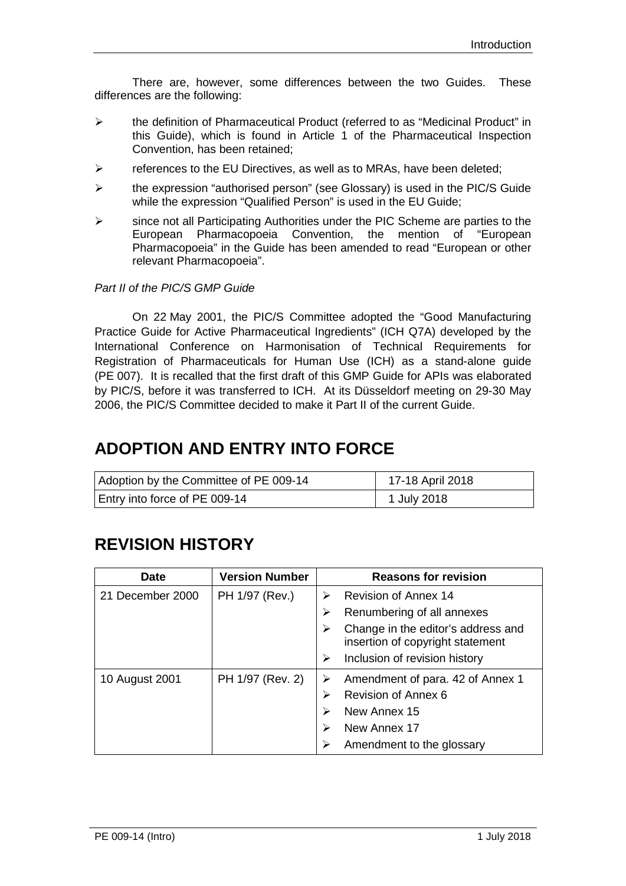There are, however, some differences between the two Guides. These differences are the following:

- the definition of Pharmaceutical Product (referred to as "Medicinal Product" in this Guide), which is found in Article 1 of the Pharmaceutical Inspection Convention, has been retained;
- references to the EU Directives, as well as to MRAs, have been deleted;
- the expression "authorised person" (see Glossary) is used in the PIC/S Guide while the expression "Qualified Person" is used in the EU Guide;
- since not all Participating Authorities under the PIC Scheme are parties to the European Pharmacopoeia Convention, the mention of "European Pharmacopoeia" in the Guide has been amended to read "European or other relevant Pharmacopoeia".

*Part II of the PIC/S GMP Guide*

On 22 May 2001, the PIC/S Committee adopted the "Good Manufacturing Practice Guide for Active Pharmaceutical Ingredients" (ICH Q7A) developed by the International Conference on Harmonisation of Technical Requirements for Registration of Pharmaceuticals for Human Use (ICH) as a stand-alone guide (PE 007). It is recalled that the first draft of this GMP Guide for APIs was elaborated by PIC/S, before it was transferred to ICH. At its Düsseldorf meeting on 29-30 May 2006, the PIC/S Committee decided to make it Part II of the current Guide.

# ADOPTION AND ENTRY INTO FORCE

| | |
|---|---|
| Adoption by the Committee of PE 009-14 | 17-18 April 2018 |
| Entry into force of PE 009-14 | 1 July 2018 |

# REVISION HISTORY

| Date | Version Number | Reasons for revision |
|---|---|---|
| 21 December 2000 | PH 1/97 (Rev.) | ➢ Revision of Annex 14<br>➢ Renumbering of all annexes<br>➢ Change in the editor's address and insertion of copyright statement<br>➢ Inclusion of revision history |
| 10 August 2001 | PH 1/97 (Rev. 2) | ➢ Amendment of para. 42 of Annex 1<br>➢ Revision of Annex 6<br>➢ New Annex 15<br>➢ New Annex 17<br>➢ Amendment to the glossary |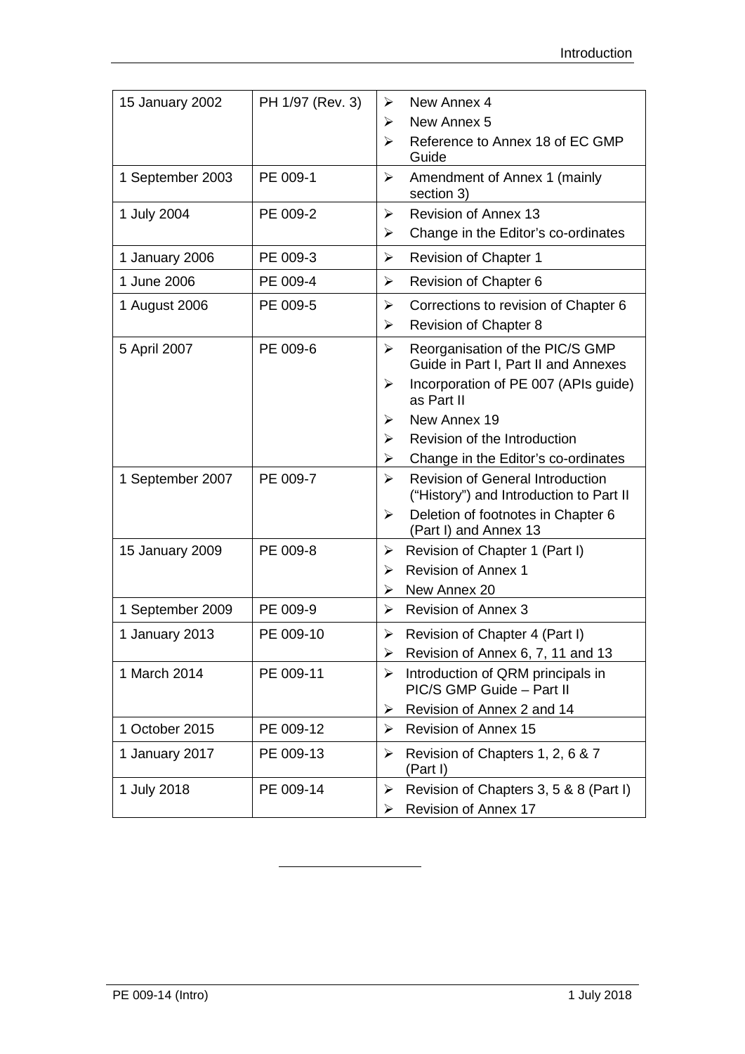| | | |
|---|---|---|
| 15 January 2002 | PH 1/97 (Rev. 3) | ➢ New Annex 4<br>➢ New Annex 5<br>➢ Reference to Annex 18 of EC GMP Guide |
| 1 September 2003 | PE 009-1 | ➢ Amendment of Annex 1 (mainly section 3) |
| 1 July 2004 | PE 009-2 | ➢ Revision of Annex 13<br>➢ Change in the Editor's co-ordinates |
| 1 January 2006 | PE 009-3 | ➢ Revision of Chapter 1 |
| 1 June 2006 | PE 009-4 | ➢ Revision of Chapter 6 |
| 1 August 2006 | PE 009-5 | ➢ Corrections to revision of Chapter 6<br>➢ Revision of Chapter 8 |
| 5 April 2007 | PE 009-6 | ➢ Reorganisation of the PIC/S GMP Guide in Part I, Part II and Annexes<br>➢ Incorporation of PE 007 (APIs guide) as Part II<br>➢ New Annex 19<br>➢ Revision of the Introduction<br>➢ Change in the Editor's co-ordinates |
| 1 September 2007 | PE 009-7 | ➢ Revision of General Introduction ("History") and Introduction to Part II<br>➢ Deletion of footnotes in Chapter 6 (Part I) and Annex 13 |
| 15 January 2009 | PE 009-8 | ➢ Revision of Chapter 1 (Part I)<br>➢ Revision of Annex 1<br>➢ New Annex 20 |
| 1 September 2009 | PE 009-9 | ➢ Revision of Annex 3 |
| 1 January 2013 | PE 009-10 | ➢ Revision of Chapter 4 (Part I)<br>➢ Revision of Annex 6, 7, 11 and 13 |
| 1 March 2014 | PE 009-11 | ➢ Introduction of QRM principals in PIC/S GMP Guide – Part II<br>➢ Revision of Annex 2 and 14 |
| 1 October 2015 | PE 009-12 | ➢ Revision of Annex 15 |
| 1 January 2017 | PE 009-13 | ➢ Revision of Chapters 1, 2, 6 & 7 (Part I) |
| 1 July 2018 | PE 009-14 | ➢ Revision of Chapters 3, 5 & 8 (Part I)<br>➢ Revision of Annex 17 |

---